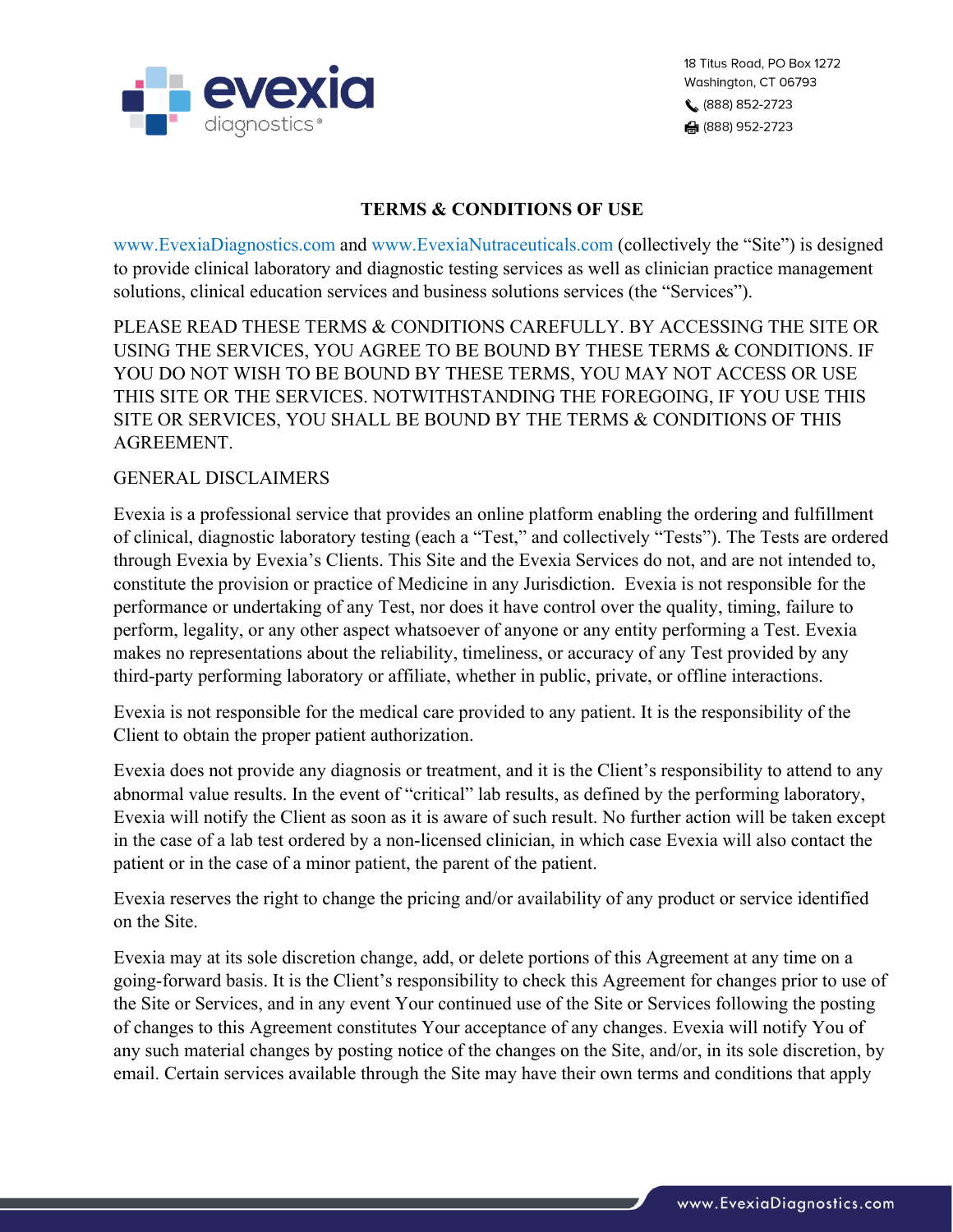18 Titus Road, PO Box 1272
Washington, CT 06793
(888) 852-2723
(888) 952-2723

# TERMS & CONDITIONS OF USE

www.EvexiaDiagnostics.com and www.EvexiaNutraceuticals.com (collectively the "Site") is designed to provide clinical laboratory and diagnostic testing services as well as clinician practice management solutions, clinical education services and business solutions services (the "Services").

PLEASE READ THESE TERMS & CONDITIONS CAREFULLY. BY ACCESSING THE SITE OR USING THE SERVICES, YOU AGREE TO BE BOUND BY THESE TERMS & CONDITIONS. IF YOU DO NOT WISH TO BE BOUND BY THESE TERMS, YOU MAY NOT ACCESS OR USE THIS SITE OR THE SERVICES. NOTWITHSTANDING THE FOREGOING, IF YOU USE THIS SITE OR SERVICES, YOU SHALL BE BOUND BY THE TERMS & CONDITIONS OF THIS AGREEMENT.

GENERAL DISCLAIMERS

Evexia is a professional service that provides an online platform enabling the ordering and fulfillment of clinical, diagnostic laboratory testing (each a "Test," and collectively "Tests"). The Tests are ordered through Evexia by Evexia's Clients. This Site and the Evexia Services do not, and are not intended to, constitute the provision or practice of Medicine in any Jurisdiction. Evexia is not responsible for the performance or undertaking of any Test, nor does it have control over the quality, timing, failure to perform, legality, or any other aspect whatsoever of anyone or any entity performing a Test. Evexia makes no representations about the reliability, timeliness, or accuracy of any Test provided by any third-party performing laboratory or affiliate, whether in public, private, or offline interactions.

Evexia is not responsible for the medical care provided to any patient. It is the responsibility of the Client to obtain the proper patient authorization.

Evexia does not provide any diagnosis or treatment, and it is the Client's responsibility to attend to any abnormal value results. In the event of "critical" lab results, as defined by the performing laboratory, Evexia will notify the Client as soon as it is aware of such result. No further action will be taken except in the case of a lab test ordered by a non-licensed clinician, in which case Evexia will also contact the patient or in the case of a minor patient, the parent of the patient.

Evexia reserves the right to change the pricing and/or availability of any product or service identified on the Site.

Evexia may at its sole discretion change, add, or delete portions of this Agreement at any time on a going-forward basis. It is the Client's responsibility to check this Agreement for changes prior to use of the Site or Services, and in any event Your continued use of the Site or Services following the posting of changes to this Agreement constitutes Your acceptance of any changes. Evexia will notify You of any such material changes by posting notice of the changes on the Site, and/or, in its sole discretion, by email. Certain services available through the Site may have their own terms and conditions that apply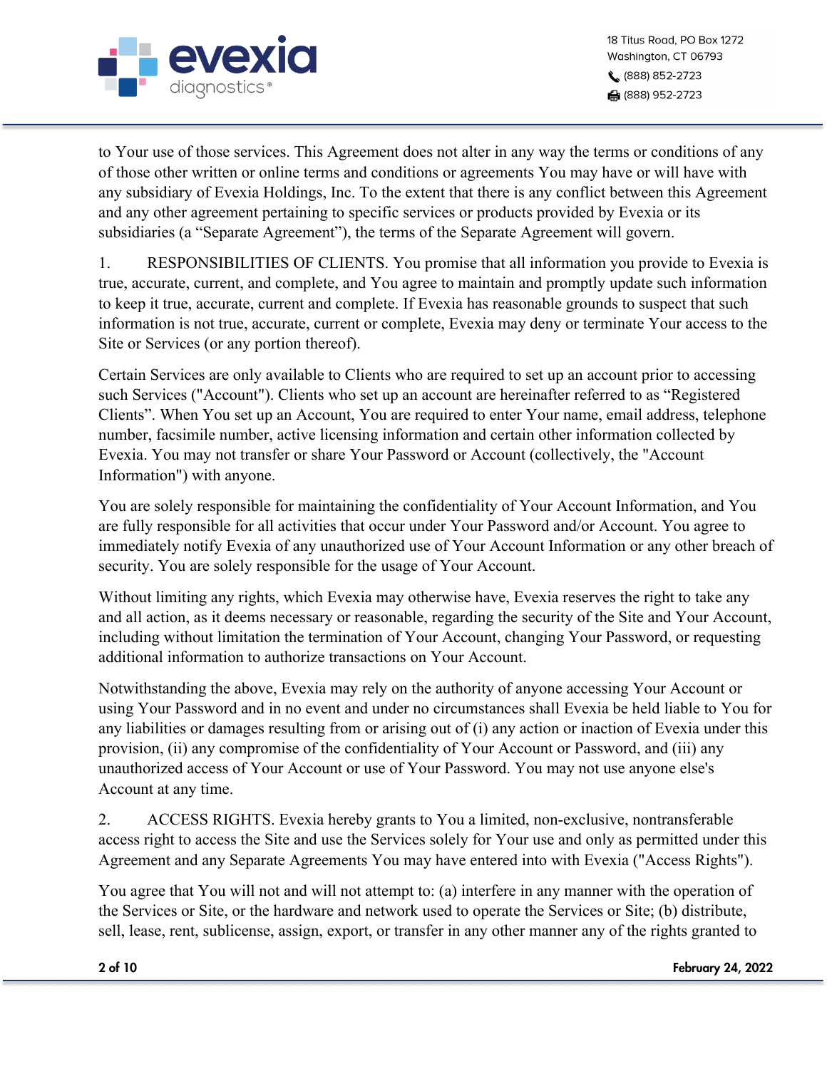to Your use of those services. This Agreement does not alter in any way the terms or conditions of any of those other written or online terms and conditions or agreements You may have or will have with any subsidiary of Evexia Holdings, Inc. To the extent that there is any conflict between this Agreement and any other agreement pertaining to specific services or products provided by Evexia or its subsidiaries (a "Separate Agreement"), the terms of the Separate Agreement will govern.

1. RESPONSIBILITIES OF CLIENTS. You promise that all information you provide to Evexia is true, accurate, current, and complete, and You agree to maintain and promptly update such information to keep it true, accurate, current and complete. If Evexia has reasonable grounds to suspect that such information is not true, accurate, current or complete, Evexia may deny or terminate Your access to the Site or Services (or any portion thereof).

Certain Services are only available to Clients who are required to set up an account prior to accessing such Services ("Account"). Clients who set up an account are hereinafter referred to as "Registered Clients". When You set up an Account, You are required to enter Your name, email address, telephone number, facsimile number, active licensing information and certain other information collected by Evexia. You may not transfer or share Your Password or Account (collectively, the "Account Information") with anyone.

You are solely responsible for maintaining the confidentiality of Your Account Information, and You are fully responsible for all activities that occur under Your Password and/or Account. You agree to immediately notify Evexia of any unauthorized use of Your Account Information or any other breach of security. You are solely responsible for the usage of Your Account.

Without limiting any rights, which Evexia may otherwise have, Evexia reserves the right to take any and all action, as it deems necessary or reasonable, regarding the security of the Site and Your Account, including without limitation the termination of Your Account, changing Your Password, or requesting additional information to authorize transactions on Your Account.

Notwithstanding the above, Evexia may rely on the authority of anyone accessing Your Account or using Your Password and in no event and under no circumstances shall Evexia be held liable to You for any liabilities or damages resulting from or arising out of (i) any action or inaction of Evexia under this provision, (ii) any compromise of the confidentiality of Your Account or Password, and (iii) any unauthorized access of Your Account or use of Your Password. You may not use anyone else's Account at any time.

2. ACCESS RIGHTS. Evexia hereby grants to You a limited, non-exclusive, nontransferable access right to access the Site and use the Services solely for Your use and only as permitted under this Agreement and any Separate Agreements You may have entered into with Evexia ("Access Rights").

You agree that You will not and will not attempt to: (a) interfere in any manner with the operation of the Services or Site, or the hardware and network used to operate the Services or Site; (b) distribute, sell, lease, rent, sublicense, assign, export, or transfer in any other manner any of the rights granted to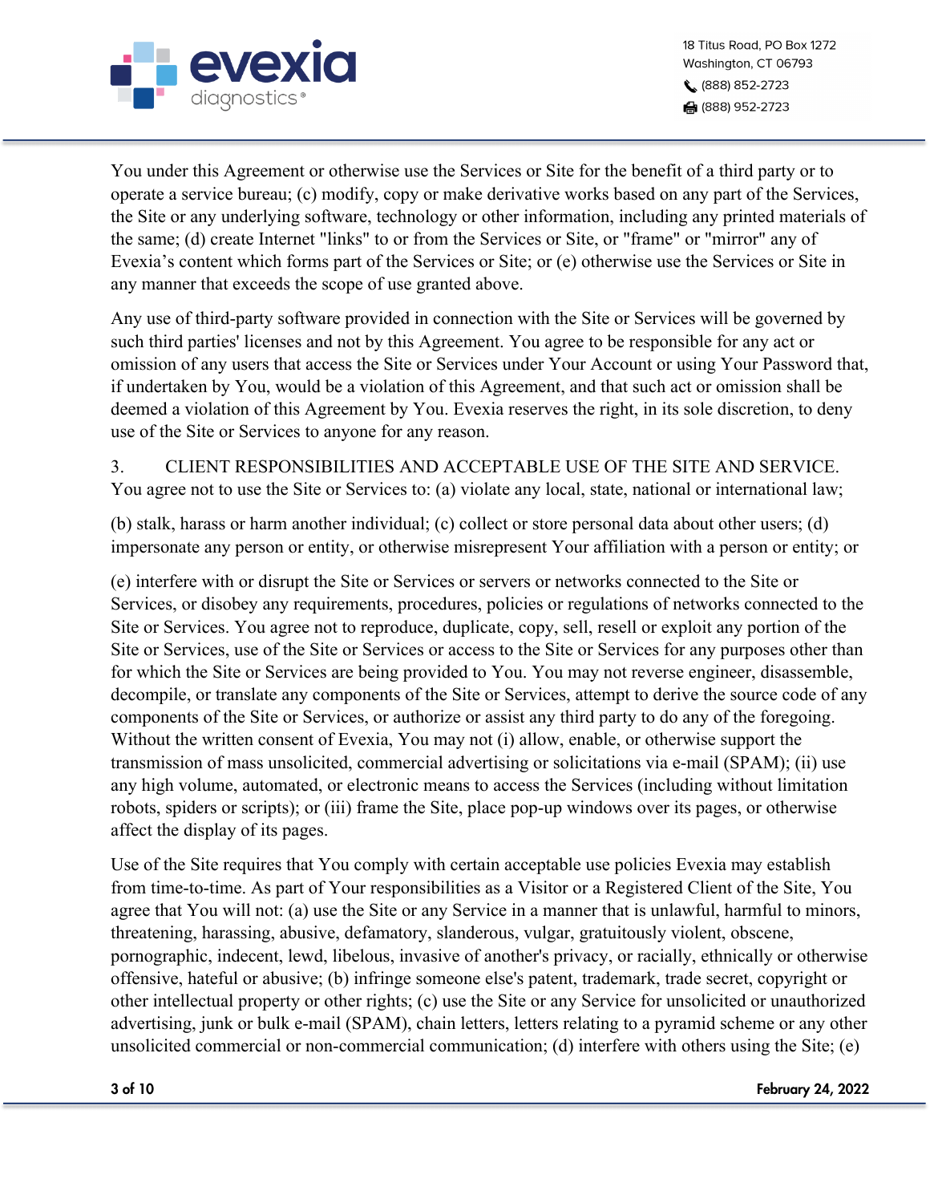You under this Agreement or otherwise use the Services or Site for the benefit of a third party or to operate a service bureau; (c) modify, copy or make derivative works based on any part of the Services, the Site or any underlying software, technology or other information, including any printed materials of the same; (d) create Internet "links" to or from the Services or Site, or "frame" or "mirror" any of Evexia's content which forms part of the Services or Site; or (e) otherwise use the Services or Site in any manner that exceeds the scope of use granted above.

Any use of third-party software provided in connection with the Site or Services will be governed by such third parties' licenses and not by this Agreement. You agree to be responsible for any act or omission of any users that access the Site or Services under Your Account or using Your Password that, if undertaken by You, would be a violation of this Agreement, and that such act or omission shall be deemed a violation of this Agreement by You. Evexia reserves the right, in its sole discretion, to deny use of the Site or Services to anyone for any reason.

## 3. CLIENT RESPONSIBILITIES AND ACCEPTABLE USE OF THE SITE AND SERVICE.

You agree not to use the Site or Services to: (a) violate any local, state, national or international law;

(b) stalk, harass or harm another individual; (c) collect or store personal data about other users; (d) impersonate any person or entity, or otherwise misrepresent Your affiliation with a person or entity; or

(e) interfere with or disrupt the Site or Services or servers or networks connected to the Site or Services, or disobey any requirements, procedures, policies or regulations of networks connected to the Site or Services. You agree not to reproduce, duplicate, copy, sell, resell or exploit any portion of the Site or Services, use of the Site or Services or access to the Site or Services for any purposes other than for which the Site or Services are being provided to You. You may not reverse engineer, disassemble, decompile, or translate any components of the Site or Services, attempt to derive the source code of any components of the Site or Services, or authorize or assist any third party to do any of the foregoing. Without the written consent of Evexia, You may not (i) allow, enable, or otherwise support the transmission of mass unsolicited, commercial advertising or solicitations via e-mail (SPAM); (ii) use any high volume, automated, or electronic means to access the Services (including without limitation robots, spiders or scripts); or (iii) frame the Site, place pop-up windows over its pages, or otherwise affect the display of its pages.

Use of the Site requires that You comply with certain acceptable use policies Evexia may establish from time-to-time. As part of Your responsibilities as a Visitor or a Registered Client of the Site, You agree that You will not: (a) use the Site or any Service in a manner that is unlawful, harmful to minors, threatening, harassing, abusive, defamatory, slanderous, vulgar, gratuitously violent, obscene, pornographic, indecent, lewd, libelous, invasive of another's privacy, or racially, ethnically or otherwise offensive, hateful or abusive; (b) infringe someone else's patent, trademark, trade secret, copyright or other intellectual property or other rights; (c) use the Site or any Service for unsolicited or unauthorized advertising, junk or bulk e-mail (SPAM), chain letters, letters relating to a pyramid scheme or any other unsolicited commercial or non-commercial communication; (d) interfere with others using the Site; (e)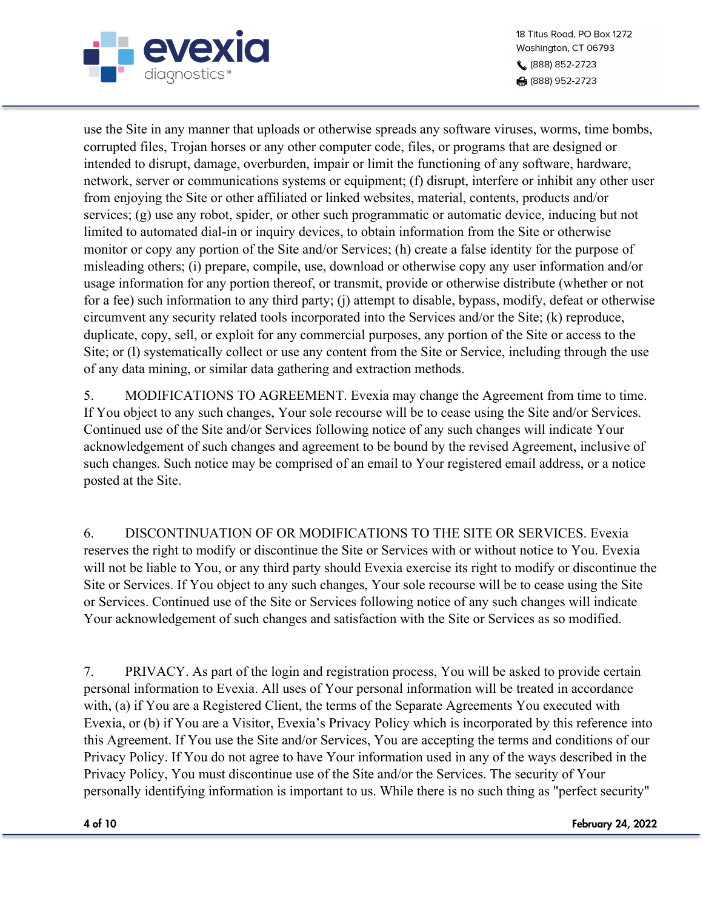use the Site in any manner that uploads or otherwise spreads any software viruses, worms, time bombs, corrupted files, Trojan horses or any other computer code, files, or programs that are designed or intended to disrupt, damage, overburden, impair or limit the functioning of any software, hardware, network, server or communications systems or equipment; (f) disrupt, interfere or inhibit any other user from enjoying the Site or other affiliated or linked websites, material, contents, products and/or services; (g) use any robot, spider, or other such programmatic or automatic device, inducing but not limited to automated dial-in or inquiry devices, to obtain information from the Site or otherwise monitor or copy any portion of the Site and/or Services; (h) create a false identity for the purpose of misleading others; (i) prepare, compile, use, download or otherwise copy any user information and/or usage information for any portion thereof, or transmit, provide or otherwise distribute (whether or not for a fee) such information to any third party; (j) attempt to disable, bypass, modify, defeat or otherwise circumvent any security related tools incorporated into the Services and/or the Site; (k) reproduce, duplicate, copy, sell, or exploit for any commercial purposes, any portion of the Site or access to the Site; or (l) systematically collect or use any content from the Site or Service, including through the use of any data mining, or similar data gathering and extraction methods.

5. MODIFICATIONS TO AGREEMENT. Evexia may change the Agreement from time to time. If You object to any such changes, Your sole recourse will be to cease using the Site and/or Services. Continued use of the Site and/or Services following notice of any such changes will indicate Your acknowledgement of such changes and agreement to be bound by the revised Agreement, inclusive of such changes. Such notice may be comprised of an email to Your registered email address, or a notice posted at the Site.

6. DISCONTINUATION OF OR MODIFICATIONS TO THE SITE OR SERVICES. Evexia reserves the right to modify or discontinue the Site or Services with or without notice to You. Evexia will not be liable to You, or any third party should Evexia exercise its right to modify or discontinue the Site or Services. If You object to any such changes, Your sole recourse will be to cease using the Site or Services. Continued use of the Site or Services following notice of any such changes will indicate Your acknowledgement of such changes and satisfaction with the Site or Services as so modified.

7. PRIVACY. As part of the login and registration process, You will be asked to provide certain personal information to Evexia. All uses of Your personal information will be treated in accordance with, (a) if You are a Registered Client, the terms of the Separate Agreements You executed with Evexia, or (b) if You are a Visitor, Evexia's Privacy Policy which is incorporated by this reference into this Agreement. If You use the Site and/or Services, You are accepting the terms and conditions of our Privacy Policy. If You do not agree to have Your information used in any of the ways described in the Privacy Policy, You must discontinue use of the Site and/or the Services. The security of Your personally identifying information is important to us. While there is no such thing as "perfect security"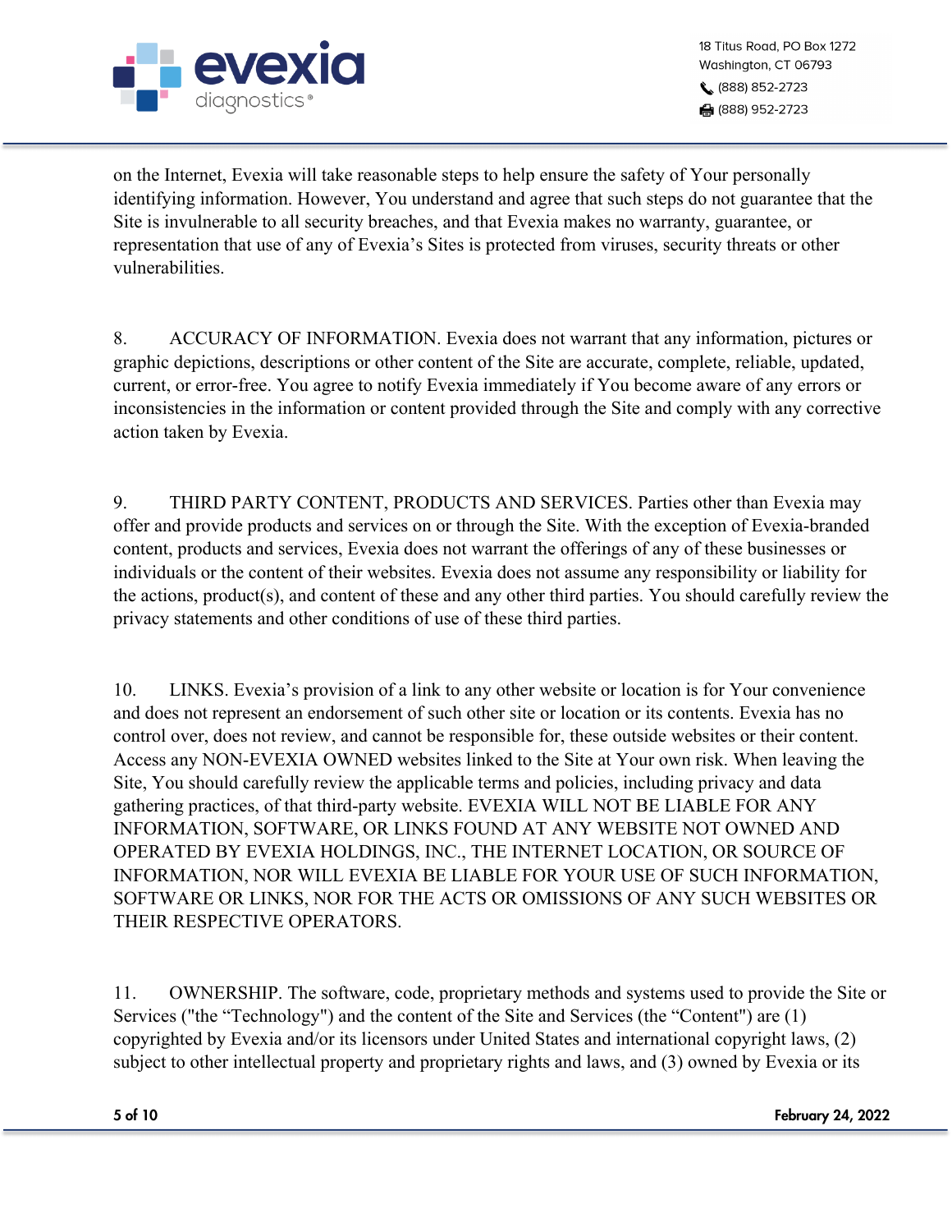on the Internet, Evexia will take reasonable steps to help ensure the safety of Your personally identifying information. However, You understand and agree that such steps do not guarantee that the Site is invulnerable to all security breaches, and that Evexia makes no warranty, guarantee, or representation that use of any of Evexia's Sites is protected from viruses, security threats or other vulnerabilities.

8. ACCURACY OF INFORMATION. Evexia does not warrant that any information, pictures or graphic depictions, descriptions or other content of the Site are accurate, complete, reliable, updated, current, or error-free. You agree to notify Evexia immediately if You become aware of any errors or inconsistencies in the information or content provided through the Site and comply with any corrective action taken by Evexia.

9. THIRD PARTY CONTENT, PRODUCTS AND SERVICES. Parties other than Evexia may offer and provide products and services on or through the Site. With the exception of Evexia-branded content, products and services, Evexia does not warrant the offerings of any of these businesses or individuals or the content of their websites. Evexia does not assume any responsibility or liability for the actions, product(s), and content of these and any other third parties. You should carefully review the privacy statements and other conditions of use of these third parties.

10. LINKS. Evexia's provision of a link to any other website or location is for Your convenience and does not represent an endorsement of such other site or location or its contents. Evexia has no control over, does not review, and cannot be responsible for, these outside websites or their content. Access any NON-EVEXIA OWNED websites linked to the Site at Your own risk. When leaving the Site, You should carefully review the applicable terms and policies, including privacy and data gathering practices, of that third-party website. EVEXIA WILL NOT BE LIABLE FOR ANY INFORMATION, SOFTWARE, OR LINKS FOUND AT ANY WEBSITE NOT OWNED AND OPERATED BY EVEXIA HOLDINGS, INC., THE INTERNET LOCATION, OR SOURCE OF INFORMATION, NOR WILL EVEXIA BE LIABLE FOR YOUR USE OF SUCH INFORMATION, SOFTWARE OR LINKS, NOR FOR THE ACTS OR OMISSIONS OF ANY SUCH WEBSITES OR THEIR RESPECTIVE OPERATORS.

11. OWNERSHIP. The software, code, proprietary methods and systems used to provide the Site or Services ("the "Technology") and the content of the Site and Services (the "Content") are (1) copyrighted by Evexia and/or its licensors under United States and international copyright laws, (2) subject to other intellectual property and proprietary rights and laws, and (3) owned by Evexia or its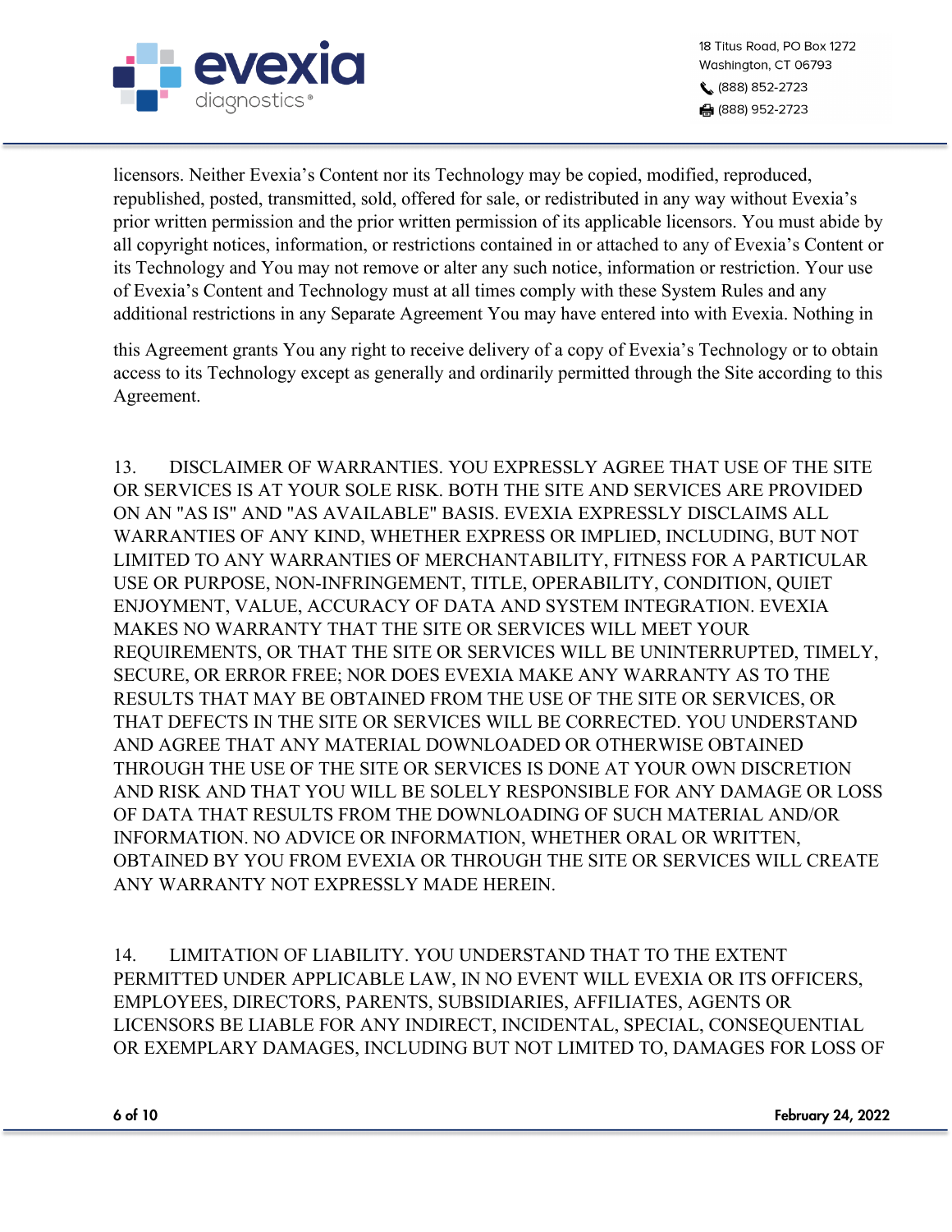licensors. Neither Evexia's Content nor its Technology may be copied, modified, reproduced, republished, posted, transmitted, sold, offered for sale, or redistributed in any way without Evexia's prior written permission and the prior written permission of its applicable licensors. You must abide by all copyright notices, information, or restrictions contained in or attached to any of Evexia's Content or its Technology and You may not remove or alter any such notice, information or restriction. Your use of Evexia's Content and Technology must at all times comply with these System Rules and any additional restrictions in any Separate Agreement You may have entered into with Evexia. Nothing in this Agreement grants You any right to receive delivery of a copy of Evexia's Technology or to obtain access to its Technology except as generally and ordinarily permitted through the Site according to this Agreement.

13. DISCLAIMER OF WARRANTIES. YOU EXPRESSLY AGREE THAT USE OF THE SITE OR SERVICES IS AT YOUR SOLE RISK. BOTH THE SITE AND SERVICES ARE PROVIDED ON AN "AS IS" AND "AS AVAILABLE" BASIS. EVEXIA EXPRESSLY DISCLAIMS ALL WARRANTIES OF ANY KIND, WHETHER EXPRESS OR IMPLIED, INCLUDING, BUT NOT LIMITED TO ANY WARRANTIES OF MERCHANTABILITY, FITNESS FOR A PARTICULAR USE OR PURPOSE, NON-INFRINGEMENT, TITLE, OPERABILITY, CONDITION, QUIET ENJOYMENT, VALUE, ACCURACY OF DATA AND SYSTEM INTEGRATION. EVEXIA MAKES NO WARRANTY THAT THE SITE OR SERVICES WILL MEET YOUR REQUIREMENTS, OR THAT THE SITE OR SERVICES WILL BE UNINTERRUPTED, TIMELY, SECURE, OR ERROR FREE; NOR DOES EVEXIA MAKE ANY WARRANTY AS TO THE RESULTS THAT MAY BE OBTAINED FROM THE USE OF THE SITE OR SERVICES, OR THAT DEFECTS IN THE SITE OR SERVICES WILL BE CORRECTED. YOU UNDERSTAND AND AGREE THAT ANY MATERIAL DOWNLOADED OR OTHERWISE OBTAINED THROUGH THE USE OF THE SITE OR SERVICES IS DONE AT YOUR OWN DISCRETION AND RISK AND THAT YOU WILL BE SOLELY RESPONSIBLE FOR ANY DAMAGE OR LOSS OF DATA THAT RESULTS FROM THE DOWNLOADING OF SUCH MATERIAL AND/OR INFORMATION. NO ADVICE OR INFORMATION, WHETHER ORAL OR WRITTEN, OBTAINED BY YOU FROM EVEXIA OR THROUGH THE SITE OR SERVICES WILL CREATE ANY WARRANTY NOT EXPRESSLY MADE HEREIN.

14. LIMITATION OF LIABILITY. YOU UNDERSTAND THAT TO THE EXTENT PERMITTED UNDER APPLICABLE LAW, IN NO EVENT WILL EVEXIA OR ITS OFFICERS, EMPLOYEES, DIRECTORS, PARENTS, SUBSIDIARIES, AFFILIATES, AGENTS OR LICENSORS BE LIABLE FOR ANY INDIRECT, INCIDENTAL, SPECIAL, CONSEQUENTIAL OR EXEMPLARY DAMAGES, INCLUDING BUT NOT LIMITED TO, DAMAGES FOR LOSS OF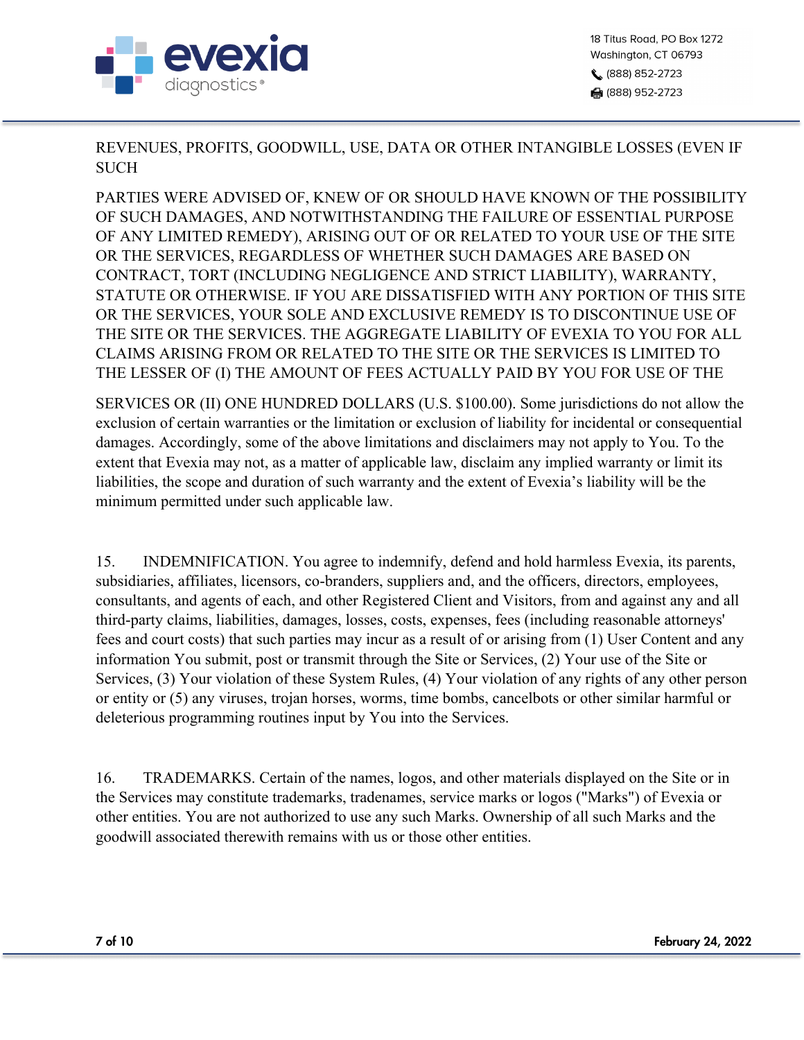REVENUES, PROFITS, GOODWILL, USE, DATA OR OTHER INTANGIBLE LOSSES (EVEN IF SUCH

PARTIES WERE ADVISED OF, KNEW OF OR SHOULD HAVE KNOWN OF THE POSSIBILITY OF SUCH DAMAGES, AND NOTWITHSTANDING THE FAILURE OF ESSENTIAL PURPOSE OF ANY LIMITED REMEDY), ARISING OUT OF OR RELATED TO YOUR USE OF THE SITE OR THE SERVICES, REGARDLESS OF WHETHER SUCH DAMAGES ARE BASED ON CONTRACT, TORT (INCLUDING NEGLIGENCE AND STRICT LIABILITY), WARRANTY, STATUTE OR OTHERWISE. IF YOU ARE DISSATISFIED WITH ANY PORTION OF THIS SITE OR THE SERVICES, YOUR SOLE AND EXCLUSIVE REMEDY IS TO DISCONTINUE USE OF THE SITE OR THE SERVICES. THE AGGREGATE LIABILITY OF EVEXIA TO YOU FOR ALL CLAIMS ARISING FROM OR RELATED TO THE SITE OR THE SERVICES IS LIMITED TO THE LESSER OF (I) THE AMOUNT OF FEES ACTUALLY PAID BY YOU FOR USE OF THE

SERVICES OR (II) ONE HUNDRED DOLLARS (U.S. $100.00). Some jurisdictions do not allow the exclusion of certain warranties or the limitation or exclusion of liability for incidental or consequential damages. Accordingly, some of the above limitations and disclaimers may not apply to You. To the extent that Evexia may not, as a matter of applicable law, disclaim any implied warranty or limit its liabilities, the scope and duration of such warranty and the extent of Evexia's liability will be the minimum permitted under such applicable law.

15. INDEMNIFICATION. You agree to indemnify, defend and hold harmless Evexia, its parents, subsidiaries, affiliates, licensors, co-branders, suppliers and, and the officers, directors, employees, consultants, and agents of each, and other Registered Client and Visitors, from and against any and all third-party claims, liabilities, damages, losses, costs, expenses, fees (including reasonable attorneys' fees and court costs) that such parties may incur as a result of or arising from (1) User Content and any information You submit, post or transmit through the Site or Services, (2) Your use of the Site or Services, (3) Your violation of these System Rules, (4) Your violation of any rights of any other person or entity or (5) any viruses, trojan horses, worms, time bombs, cancelbots or other similar harmful or deleterious programming routines input by You into the Services.

16. TRADEMARKS. Certain of the names, logos, and other materials displayed on the Site or in the Services may constitute trademarks, tradenames, service marks or logos ("Marks") of Evexia or other entities. You are not authorized to use any such Marks. Ownership of all such Marks and the goodwill associated therewith remains with us or those other entities.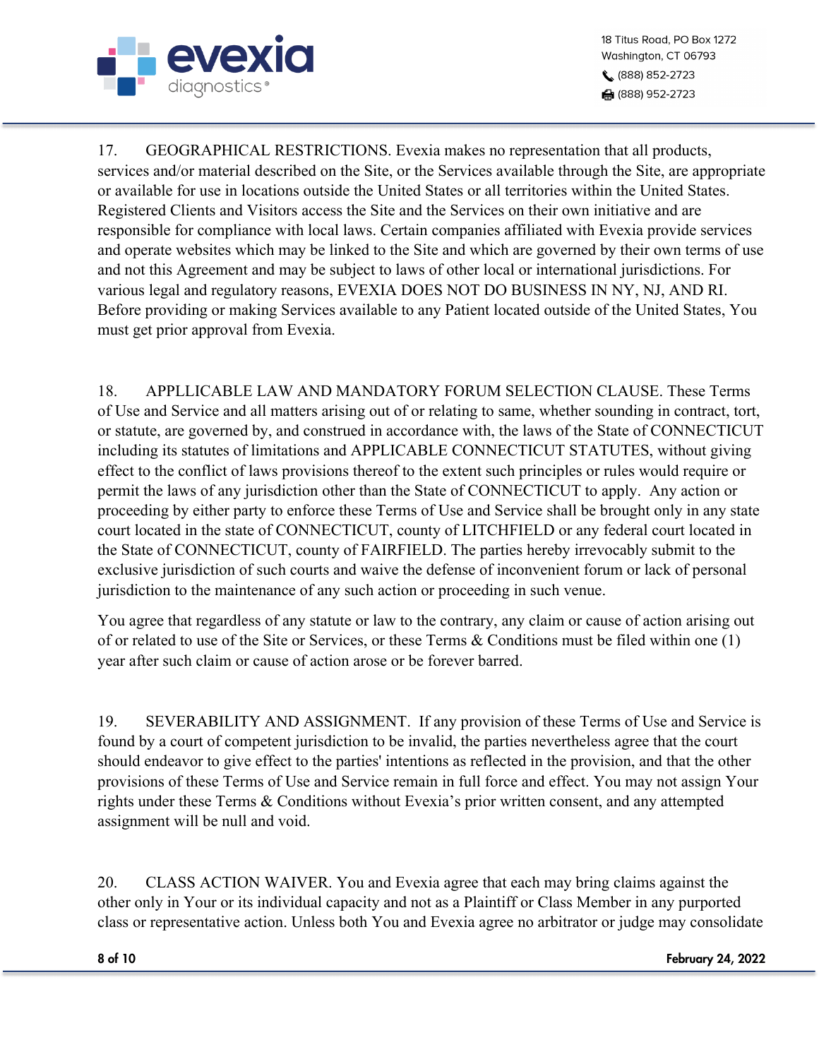17. GEOGRAPHICAL RESTRICTIONS. Evexia makes no representation that all products, services and/or material described on the Site, or the Services available through the Site, are appropriate or available for use in locations outside the United States or all territories within the United States. Registered Clients and Visitors access the Site and the Services on their own initiative and are responsible for compliance with local laws. Certain companies affiliated with Evexia provide services and operate websites which may be linked to the Site and which are governed by their own terms of use and not this Agreement and may be subject to laws of other local or international jurisdictions. For various legal and regulatory reasons, EVEXIA DOES NOT DO BUSINESS IN NY, NJ, AND RI. Before providing or making Services available to any Patient located outside of the United States, You must get prior approval from Evexia.

18. APPLLICABLE LAW AND MANDATORY FORUM SELECTION CLAUSE. These Terms of Use and Service and all matters arising out of or relating to same, whether sounding in contract, tort, or statute, are governed by, and construed in accordance with, the laws of the State of CONNECTICUT including its statutes of limitations and APPLICABLE CONNECTICUT STATUTES, without giving effect to the conflict of laws provisions thereof to the extent such principles or rules would require or permit the laws of any jurisdiction other than the State of CONNECTICUT to apply. Any action or proceeding by either party to enforce these Terms of Use and Service shall be brought only in any state court located in the state of CONNECTICUT, county of LITCHFIELD or any federal court located in the State of CONNECTICUT, county of FAIRFIELD. The parties hereby irrevocably submit to the exclusive jurisdiction of such courts and waive the defense of inconvenient forum or lack of personal jurisdiction to the maintenance of any such action or proceeding in such venue.

You agree that regardless of any statute or law to the contrary, any claim or cause of action arising out of or related to use of the Site or Services, or these Terms & Conditions must be filed within one (1) year after such claim or cause of action arose or be forever barred.

19. SEVERABILITY AND ASSIGNMENT. If any provision of these Terms of Use and Service is found by a court of competent jurisdiction to be invalid, the parties nevertheless agree that the court should endeavor to give effect to the parties' intentions as reflected in the provision, and that the other provisions of these Terms of Use and Service remain in full force and effect. You may not assign Your rights under these Terms & Conditions without Evexia's prior written consent, and any attempted assignment will be null and void.

20. CLASS ACTION WAIVER. You and Evexia agree that each may bring claims against the other only in Your or its individual capacity and not as a Plaintiff or Class Member in any purported class or representative action. Unless both You and Evexia agree no arbitrator or judge may consolidate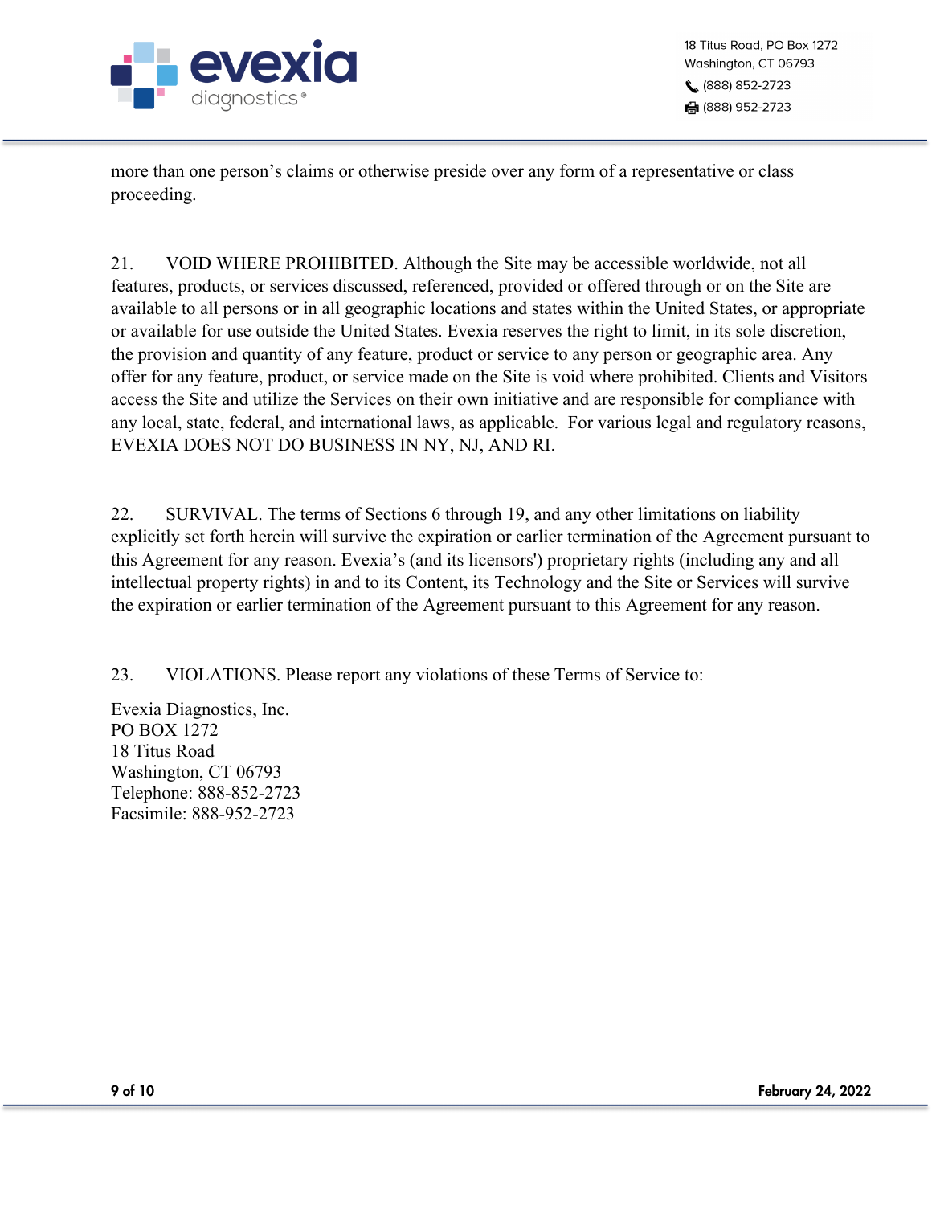more than one person's claims or otherwise preside over any form of a representative or class proceeding.

21. VOID WHERE PROHIBITED. Although the Site may be accessible worldwide, not all features, products, or services discussed, referenced, provided or offered through or on the Site are available to all persons or in all geographic locations and states within the United States, or appropriate or available for use outside the United States. Evexia reserves the right to limit, in its sole discretion, the provision and quantity of any feature, product or service to any person or geographic area. Any offer for any feature, product, or service made on the Site is void where prohibited. Clients and Visitors access the Site and utilize the Services on their own initiative and are responsible for compliance with any local, state, federal, and international laws, as applicable. For various legal and regulatory reasons, EVEXIA DOES NOT DO BUSINESS IN NY, NJ, AND RI.

22. SURVIVAL. The terms of Sections 6 through 19, and any other limitations on liability explicitly set forth herein will survive the expiration or earlier termination of the Agreement pursuant to this Agreement for any reason. Evexia's (and its licensors') proprietary rights (including any and all intellectual property rights) in and to its Content, its Technology and the Site or Services will survive the expiration or earlier termination of the Agreement pursuant to this Agreement for any reason.

23. VIOLATIONS. Please report any violations of these Terms of Service to:

Evexia Diagnostics, Inc.
PO BOX 1272
18 Titus Road
Washington, CT 06793
Telephone: 888-852-2723
Facsimile: 888-952-2723